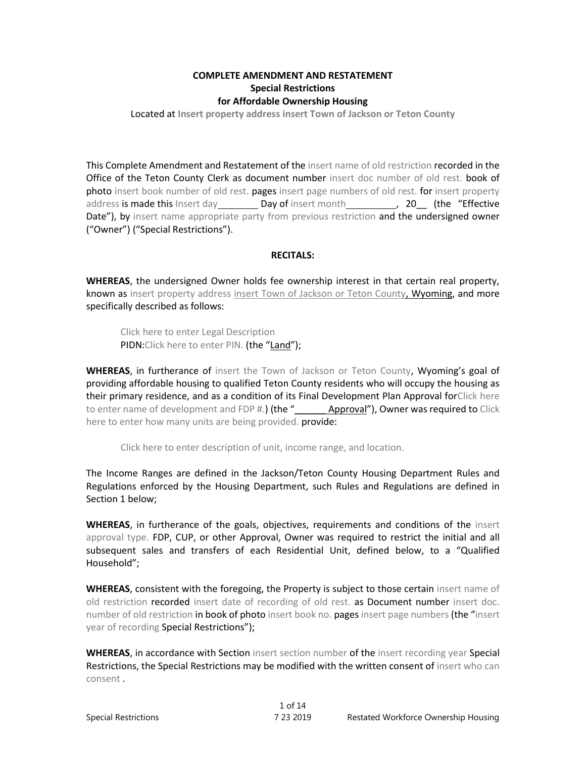**COMPLETE AMENDMENT AND RESTATEMENT**
**Special Restrictions**
**for Affordable Ownership Housing**

Located at **Insert property address insert Town of Jackson or Teton County**

This Complete Amendment and Restatement of the insert name of old restriction recorded in the Office of the Teton County Clerk as document number insert doc number of old rest. book of photo insert book number of old rest. pages insert page numbers of old rest. for insert property address is made this Insert day________ Day of insert month__________, 20__ (the "Effective Date"), by insert name appropriate party from previous restriction and the undersigned owner ("Owner") ("Special Restrictions").

**RECITALS:**

**WHEREAS**, the undersigned Owner holds fee ownership interest in that certain real property, known as insert property address insert Town of Jackson or Teton County, Wyoming, and more specifically described as follows:

> Click here to enter Legal Description
> PIDN:Click here to enter PIN. (the "Land");

**WHEREAS**, in furtherance of insert the Town of Jackson or Teton County, Wyoming's goal of providing affordable housing to qualified Teton County residents who will occupy the housing as their primary residence, and as a condition of its Final Development Plan Approval forClick here to enter name of development and FDP #.) (the "_______Approval"), Owner was required to Click here to enter how many units are being provided. provide:

> Click here to enter description of unit, income range, and location.

The Income Ranges are defined in the Jackson/Teton County Housing Department Rules and Regulations enforced by the Housing Department, such Rules and Regulations are defined in Section 1 below;

**WHEREAS**, in furtherance of the goals, objectives, requirements and conditions of the insert approval type. FDP, CUP, or other Approval, Owner was required to restrict the initial and all subsequent sales and transfers of each Residential Unit, defined below, to a "Qualified Household";

**WHEREAS**, consistent with the foregoing, the Property is subject to those certain insert name of old restriction recorded insert date of recording of old rest. as Document number insert doc. number of old restriction in book of photo insert book no. pages insert page numbers (the "insert year of recording Special Restrictions");

**WHEREAS**, in accordance with Section insert section number of the insert recording year Special Restrictions, the Special Restrictions may be modified with the written consent of insert who can consent .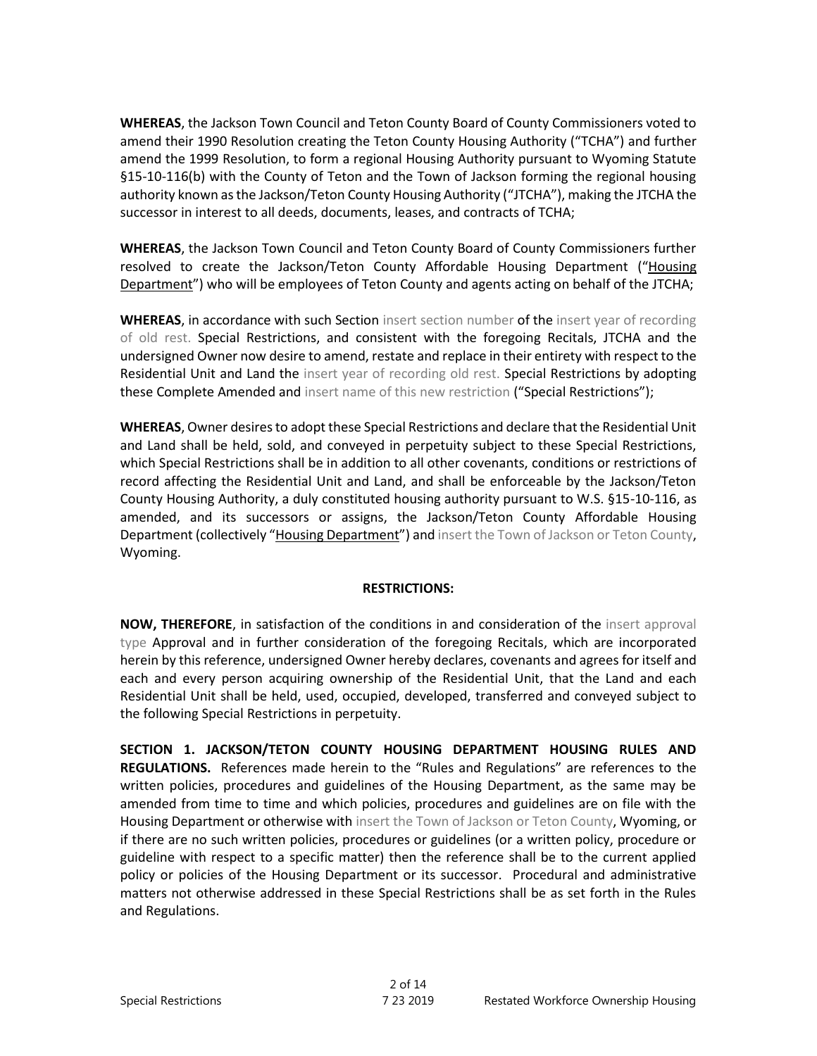**WHEREAS**, the Jackson Town Council and Teton County Board of County Commissioners voted to amend their 1990 Resolution creating the Teton County Housing Authority ("TCHA") and further amend the 1999 Resolution, to form a regional Housing Authority pursuant to Wyoming Statute §15-10-116(b) with the County of Teton and the Town of Jackson forming the regional housing authority known as the Jackson/Teton County Housing Authority ("JTCHA"), making the JTCHA the successor in interest to all deeds, documents, leases, and contracts of TCHA;

**WHEREAS**, the Jackson Town Council and Teton County Board of County Commissioners further resolved to create the Jackson/Teton County Affordable Housing Department ("Housing Department") who will be employees of Teton County and agents acting on behalf of the JTCHA;

**WHEREAS**, in accordance with such Section insert section number of the insert year of recording of old rest. Special Restrictions, and consistent with the foregoing Recitals, JTCHA and the undersigned Owner now desire to amend, restate and replace in their entirety with respect to the Residential Unit and Land the insert year of recording old rest. Special Restrictions by adopting these Complete Amended and insert name of this new restriction ("Special Restrictions");

**WHEREAS**, Owner desires to adopt these Special Restrictions and declare that the Residential Unit and Land shall be held, sold, and conveyed in perpetuity subject to these Special Restrictions, which Special Restrictions shall be in addition to all other covenants, conditions or restrictions of record affecting the Residential Unit and Land, and shall be enforceable by the Jackson/Teton County Housing Authority, a duly constituted housing authority pursuant to W.S. §15-10-116, as amended, and its successors or assigns, the Jackson/Teton County Affordable Housing Department (collectively "Housing Department") and insert the Town of Jackson or Teton County, Wyoming.

**RESTRICTIONS:**

**NOW, THEREFORE**, in satisfaction of the conditions in and consideration of the insert approval type Approval and in further consideration of the foregoing Recitals, which are incorporated herein by this reference, undersigned Owner hereby declares, covenants and agrees for itself and each and every person acquiring ownership of the Residential Unit, that the Land and each Residential Unit shall be held, used, occupied, developed, transferred and conveyed subject to the following Special Restrictions in perpetuity.

**SECTION 1. JACKSON/TETON COUNTY HOUSING DEPARTMENT HOUSING RULES AND REGULATIONS.** References made herein to the "Rules and Regulations" are references to the written policies, procedures and guidelines of the Housing Department, as the same may be amended from time to time and which policies, procedures and guidelines are on file with the Housing Department or otherwise with insert the Town of Jackson or Teton County, Wyoming, or if there are no such written policies, procedures or guidelines (or a written policy, procedure or guideline with respect to a specific matter) then the reference shall be to the current applied policy or policies of the Housing Department or its successor. Procedural and administrative matters not otherwise addressed in these Special Restrictions shall be as set forth in the Rules and Regulations.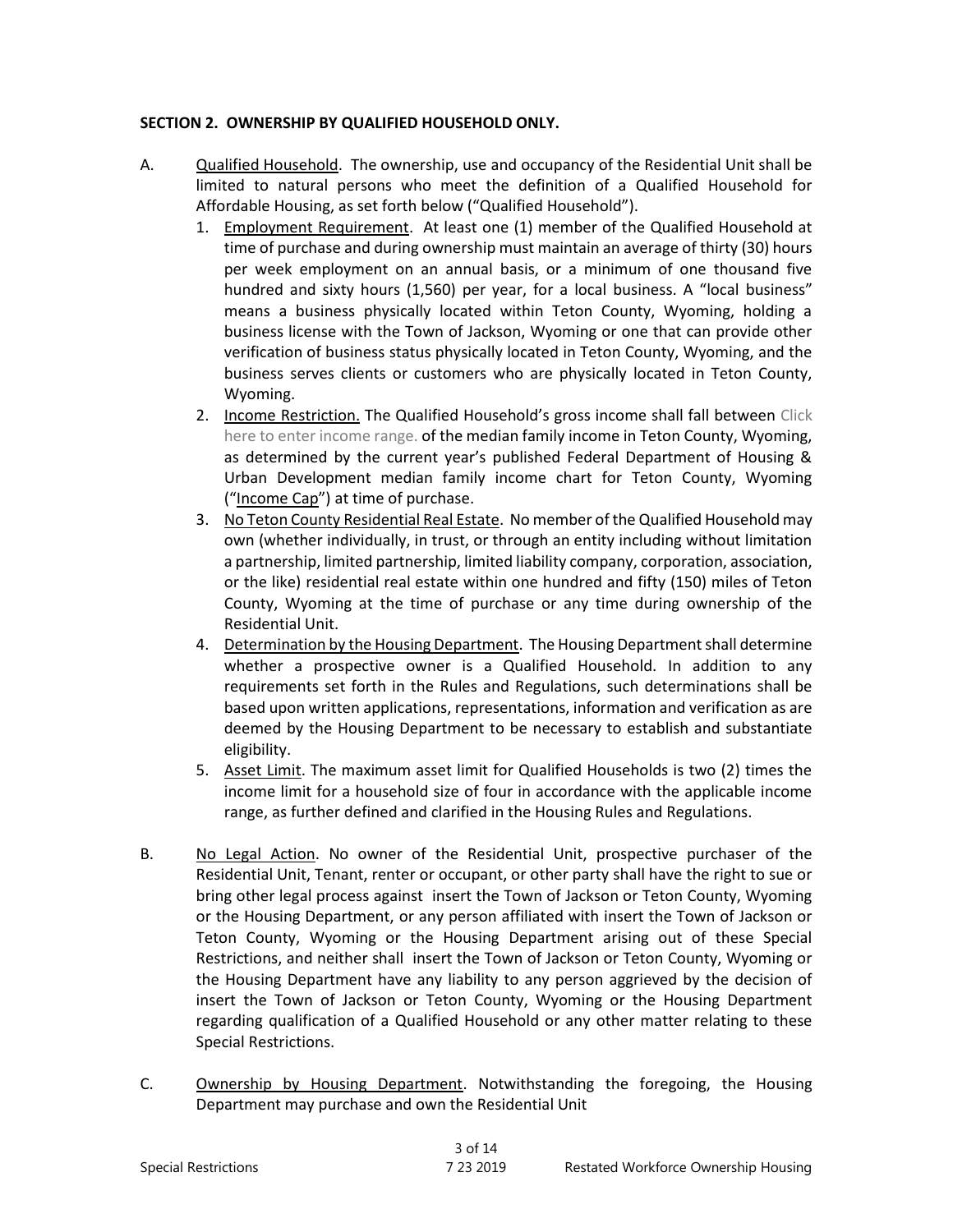**SECTION 2. OWNERSHIP BY QUALIFIED HOUSEHOLD ONLY.**

A. Qualified Household. The ownership, use and occupancy of the Residential Unit shall be limited to natural persons who meet the definition of a Qualified Household for Affordable Housing, as set forth below ("Qualified Household").

1. Employment Requirement. At least one (1) member of the Qualified Household at time of purchase and during ownership must maintain an average of thirty (30) hours per week employment on an annual basis, or a minimum of one thousand five hundred and sixty hours (1,560) per year, for a local business. A "local business" means a business physically located within Teton County, Wyoming, holding a business license with the Town of Jackson, Wyoming or one that can provide other verification of business status physically located in Teton County, Wyoming, and the business serves clients or customers who are physically located in Teton County, Wyoming.
2. Income Restriction. The Qualified Household's gross income shall fall between Click here to enter income range. of the median family income in Teton County, Wyoming, as determined by the current year's published Federal Department of Housing & Urban Development median family income chart for Teton County, Wyoming ("Income Cap") at time of purchase.
3. No Teton County Residential Real Estate. No member of the Qualified Household may own (whether individually, in trust, or through an entity including without limitation a partnership, limited partnership, limited liability company, corporation, association, or the like) residential real estate within one hundred and fifty (150) miles of Teton County, Wyoming at the time of purchase or any time during ownership of the Residential Unit.
4. Determination by the Housing Department. The Housing Department shall determine whether a prospective owner is a Qualified Household. In addition to any requirements set forth in the Rules and Regulations, such determinations shall be based upon written applications, representations, information and verification as are deemed by the Housing Department to be necessary to establish and substantiate eligibility.
5. Asset Limit. The maximum asset limit for Qualified Households is two (2) times the income limit for a household size of four in accordance with the applicable income range, as further defined and clarified in the Housing Rules and Regulations.

B. No Legal Action. No owner of the Residential Unit, prospective purchaser of the Residential Unit, Tenant, renter or occupant, or other party shall have the right to sue or bring other legal process against insert the Town of Jackson or Teton County, Wyoming or the Housing Department, or any person affiliated with insert the Town of Jackson or Teton County, Wyoming or the Housing Department arising out of these Special Restrictions, and neither shall insert the Town of Jackson or Teton County, Wyoming or the Housing Department have any liability to any person aggrieved by the decision of insert the Town of Jackson or Teton County, Wyoming or the Housing Department regarding qualification of a Qualified Household or any other matter relating to these Special Restrictions.

C. Ownership by Housing Department. Notwithstanding the foregoing, the Housing Department may purchase and own the Residential Unit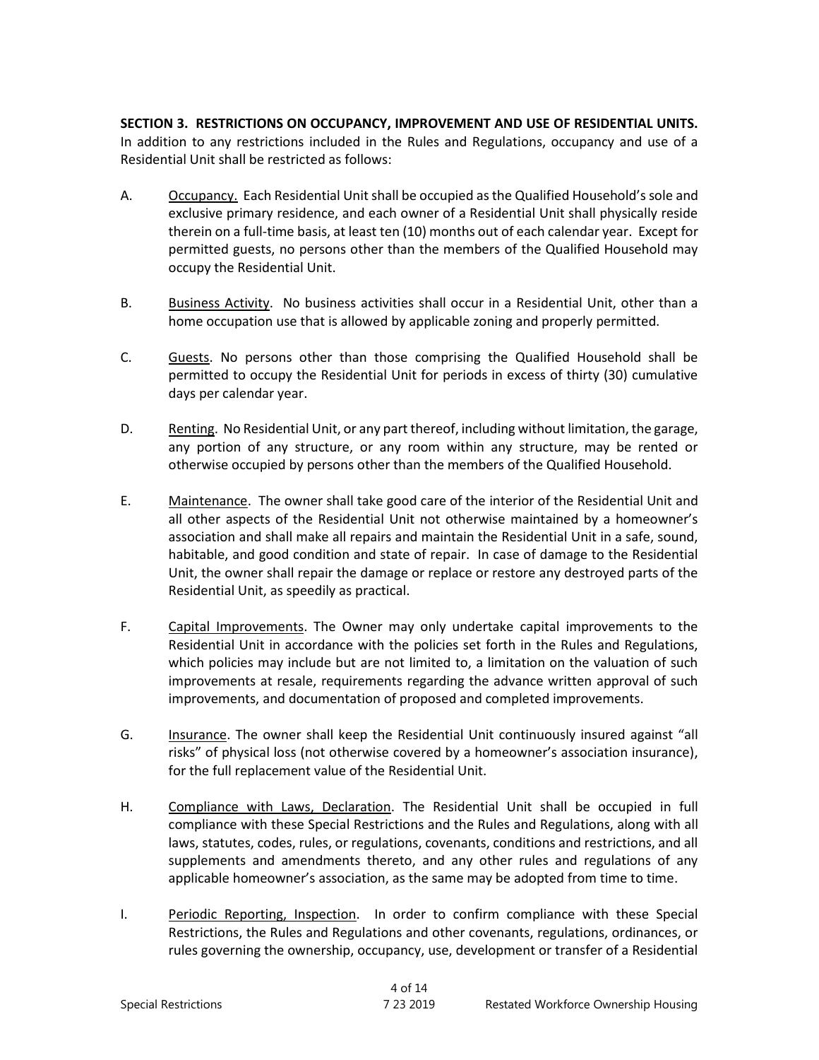**SECTION 3. RESTRICTIONS ON OCCUPANCY, IMPROVEMENT AND USE OF RESIDENTIAL UNITS.** In addition to any restrictions included in the Rules and Regulations, occupancy and use of a Residential Unit shall be restricted as follows:

A. Occupancy. Each Residential Unit shall be occupied as the Qualified Household's sole and exclusive primary residence, and each owner of a Residential Unit shall physically reside therein on a full-time basis, at least ten (10) months out of each calendar year. Except for permitted guests, no persons other than the members of the Qualified Household may occupy the Residential Unit.

B. Business Activity. No business activities shall occur in a Residential Unit, other than a home occupation use that is allowed by applicable zoning and properly permitted.

C. Guests. No persons other than those comprising the Qualified Household shall be permitted to occupy the Residential Unit for periods in excess of thirty (30) cumulative days per calendar year.

D. Renting. No Residential Unit, or any part thereof, including without limitation, the garage, any portion of any structure, or any room within any structure, may be rented or otherwise occupied by persons other than the members of the Qualified Household.

E. Maintenance. The owner shall take good care of the interior of the Residential Unit and all other aspects of the Residential Unit not otherwise maintained by a homeowner's association and shall make all repairs and maintain the Residential Unit in a safe, sound, habitable, and good condition and state of repair. In case of damage to the Residential Unit, the owner shall repair the damage or replace or restore any destroyed parts of the Residential Unit, as speedily as practical.

F. Capital Improvements. The Owner may only undertake capital improvements to the Residential Unit in accordance with the policies set forth in the Rules and Regulations, which policies may include but are not limited to, a limitation on the valuation of such improvements at resale, requirements regarding the advance written approval of such improvements, and documentation of proposed and completed improvements.

G. Insurance. The owner shall keep the Residential Unit continuously insured against "all risks" of physical loss (not otherwise covered by a homeowner's association insurance), for the full replacement value of the Residential Unit.

H. Compliance with Laws, Declaration. The Residential Unit shall be occupied in full compliance with these Special Restrictions and the Rules and Regulations, along with all laws, statutes, codes, rules, or regulations, covenants, conditions and restrictions, and all supplements and amendments thereto, and any other rules and regulations of any applicable homeowner's association, as the same may be adopted from time to time.

I. Periodic Reporting, Inspection. In order to confirm compliance with these Special Restrictions, the Rules and Regulations and other covenants, regulations, ordinances, or rules governing the ownership, occupancy, use, development or transfer of a Residential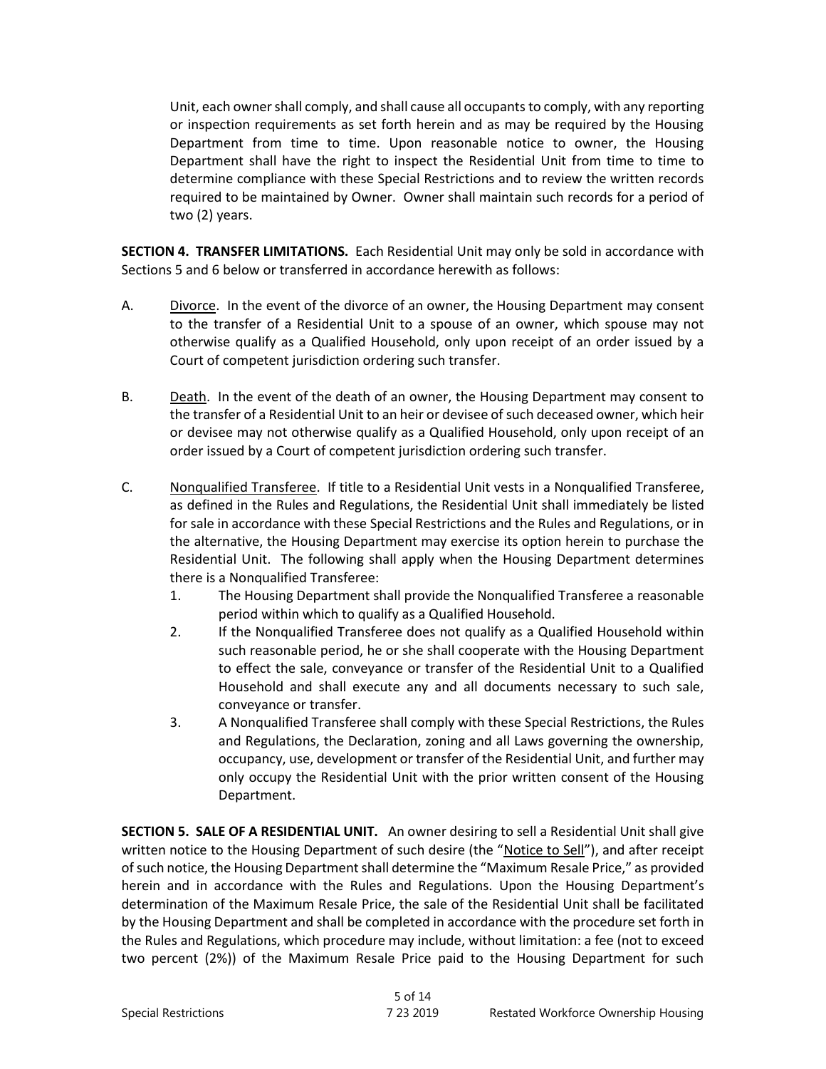Unit, each owner shall comply, and shall cause all occupants to comply, with any reporting or inspection requirements as set forth herein and as may be required by the Housing Department from time to time. Upon reasonable notice to owner, the Housing Department shall have the right to inspect the Residential Unit from time to time to determine compliance with these Special Restrictions and to review the written records required to be maintained by Owner. Owner shall maintain such records for a period of two (2) years.

**SECTION 4. TRANSFER LIMITATIONS.** Each Residential Unit may only be sold in accordance with Sections 5 and 6 below or transferred in accordance herewith as follows:

A. Divorce. In the event of the divorce of an owner, the Housing Department may consent to the transfer of a Residential Unit to a spouse of an owner, which spouse may not otherwise qualify as a Qualified Household, only upon receipt of an order issued by a Court of competent jurisdiction ordering such transfer.

B. Death. In the event of the death of an owner, the Housing Department may consent to the transfer of a Residential Unit to an heir or devisee of such deceased owner, which heir or devisee may not otherwise qualify as a Qualified Household, only upon receipt of an order issued by a Court of competent jurisdiction ordering such transfer.

C. Nonqualified Transferee. If title to a Residential Unit vests in a Nonqualified Transferee, as defined in the Rules and Regulations, the Residential Unit shall immediately be listed for sale in accordance with these Special Restrictions and the Rules and Regulations, or in the alternative, the Housing Department may exercise its option herein to purchase the Residential Unit. The following shall apply when the Housing Department determines there is a Nonqualified Transferee:

   1. The Housing Department shall provide the Nonqualified Transferee a reasonable period within which to qualify as a Qualified Household.
   2. If the Nonqualified Transferee does not qualify as a Qualified Household within such reasonable period, he or she shall cooperate with the Housing Department to effect the sale, conveyance or transfer of the Residential Unit to a Qualified Household and shall execute any and all documents necessary to such sale, conveyance or transfer.
   3. A Nonqualified Transferee shall comply with these Special Restrictions, the Rules and Regulations, the Declaration, zoning and all Laws governing the ownership, occupancy, use, development or transfer of the Residential Unit, and further may only occupy the Residential Unit with the prior written consent of the Housing Department.

**SECTION 5. SALE OF A RESIDENTIAL UNIT.** An owner desiring to sell a Residential Unit shall give written notice to the Housing Department of such desire (the "Notice to Sell"), and after receipt of such notice, the Housing Department shall determine the "Maximum Resale Price," as provided herein and in accordance with the Rules and Regulations. Upon the Housing Department's determination of the Maximum Resale Price, the sale of the Residential Unit shall be facilitated by the Housing Department and shall be completed in accordance with the procedure set forth in the Rules and Regulations, which procedure may include, without limitation: a fee (not to exceed two percent (2%)) of the Maximum Resale Price paid to the Housing Department for such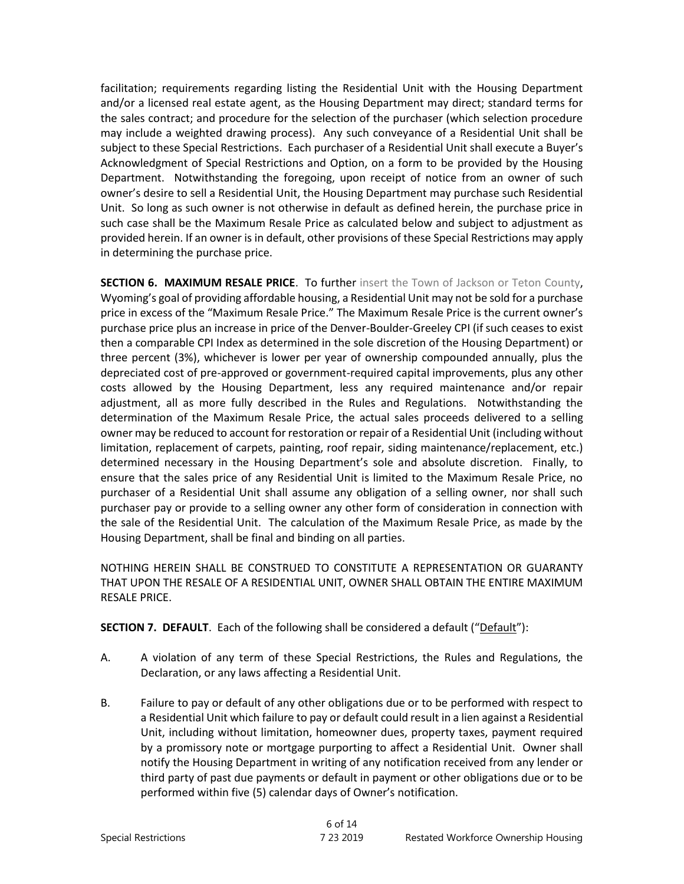facilitation; requirements regarding listing the Residential Unit with the Housing Department and/or a licensed real estate agent, as the Housing Department may direct; standard terms for the sales contract; and procedure for the selection of the purchaser (which selection procedure may include a weighted drawing process). Any such conveyance of a Residential Unit shall be subject to these Special Restrictions. Each purchaser of a Residential Unit shall execute a Buyer's Acknowledgment of Special Restrictions and Option, on a form to be provided by the Housing Department. Notwithstanding the foregoing, upon receipt of notice from an owner of such owner's desire to sell a Residential Unit, the Housing Department may purchase such Residential Unit. So long as such owner is not otherwise in default as defined herein, the purchase price in such case shall be the Maximum Resale Price as calculated below and subject to adjustment as provided herein. If an owner is in default, other provisions of these Special Restrictions may apply in determining the purchase price.

**SECTION 6. MAXIMUM RESALE PRICE**. To further insert the Town of Jackson or Teton County, Wyoming's goal of providing affordable housing, a Residential Unit may not be sold for a purchase price in excess of the "Maximum Resale Price." The Maximum Resale Price is the current owner's purchase price plus an increase in price of the Denver-Boulder-Greeley CPI (if such ceases to exist then a comparable CPI Index as determined in the sole discretion of the Housing Department) or three percent (3%), whichever is lower per year of ownership compounded annually, plus the depreciated cost of pre-approved or government-required capital improvements, plus any other costs allowed by the Housing Department, less any required maintenance and/or repair adjustment, all as more fully described in the Rules and Regulations. Notwithstanding the determination of the Maximum Resale Price, the actual sales proceeds delivered to a selling owner may be reduced to account for restoration or repair of a Residential Unit (including without limitation, replacement of carpets, painting, roof repair, siding maintenance/replacement, etc.) determined necessary in the Housing Department's sole and absolute discretion. Finally, to ensure that the sales price of any Residential Unit is limited to the Maximum Resale Price, no purchaser of a Residential Unit shall assume any obligation of a selling owner, nor shall such purchaser pay or provide to a selling owner any other form of consideration in connection with the sale of the Residential Unit. The calculation of the Maximum Resale Price, as made by the Housing Department, shall be final and binding on all parties.

NOTHING HEREIN SHALL BE CONSTRUED TO CONSTITUTE A REPRESENTATION OR GUARANTY THAT UPON THE RESALE OF A RESIDENTIAL UNIT, OWNER SHALL OBTAIN THE ENTIRE MAXIMUM RESALE PRICE.

**SECTION 7. DEFAULT**. Each of the following shall be considered a default ("Default"):

A. A violation of any term of these Special Restrictions, the Rules and Regulations, the Declaration, or any laws affecting a Residential Unit.

B. Failure to pay or default of any other obligations due or to be performed with respect to a Residential Unit which failure to pay or default could result in a lien against a Residential Unit, including without limitation, homeowner dues, property taxes, payment required by a promissory note or mortgage purporting to affect a Residential Unit. Owner shall notify the Housing Department in writing of any notification received from any lender or third party of past due payments or default in payment or other obligations due or to be performed within five (5) calendar days of Owner's notification.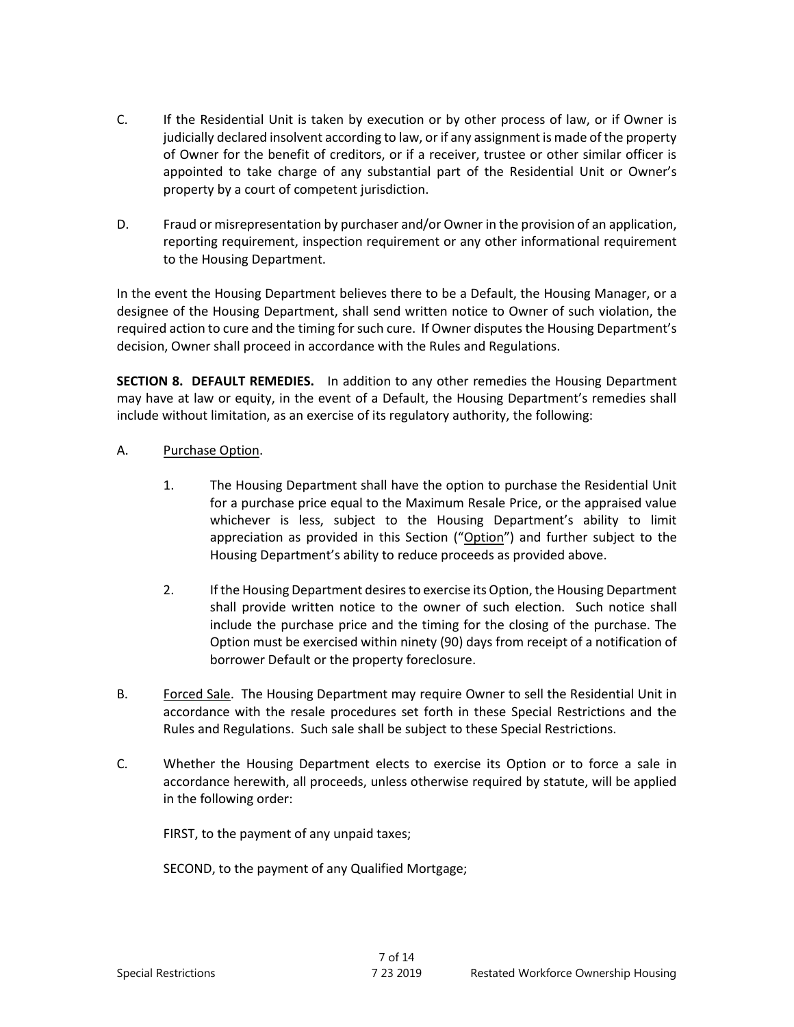C. If the Residential Unit is taken by execution or by other process of law, or if Owner is judicially declared insolvent according to law, or if any assignment is made of the property of Owner for the benefit of creditors, or if a receiver, trustee or other similar officer is appointed to take charge of any substantial part of the Residential Unit or Owner's property by a court of competent jurisdiction.

D. Fraud or misrepresentation by purchaser and/or Owner in the provision of an application, reporting requirement, inspection requirement or any other informational requirement to the Housing Department.

In the event the Housing Department believes there to be a Default, the Housing Manager, or a designee of the Housing Department, shall send written notice to Owner of such violation, the required action to cure and the timing for such cure. If Owner disputes the Housing Department's decision, Owner shall proceed in accordance with the Rules and Regulations.

**SECTION 8. DEFAULT REMEDIES.** In addition to any other remedies the Housing Department may have at law or equity, in the event of a Default, the Housing Department's remedies shall include without limitation, as an exercise of its regulatory authority, the following:

A. Purchase Option.

1. The Housing Department shall have the option to purchase the Residential Unit for a purchase price equal to the Maximum Resale Price, or the appraised value whichever is less, subject to the Housing Department's ability to limit appreciation as provided in this Section ("Option") and further subject to the Housing Department's ability to reduce proceeds as provided above.

2. If the Housing Department desires to exercise its Option, the Housing Department shall provide written notice to the owner of such election. Such notice shall include the purchase price and the timing for the closing of the purchase. The Option must be exercised within ninety (90) days from receipt of a notification of borrower Default or the property foreclosure.

B. Forced Sale. The Housing Department may require Owner to sell the Residential Unit in accordance with the resale procedures set forth in these Special Restrictions and the Rules and Regulations. Such sale shall be subject to these Special Restrictions.

C. Whether the Housing Department elects to exercise its Option or to force a sale in accordance herewith, all proceeds, unless otherwise required by statute, will be applied in the following order:

FIRST, to the payment of any unpaid taxes;

SECOND, to the payment of any Qualified Mortgage;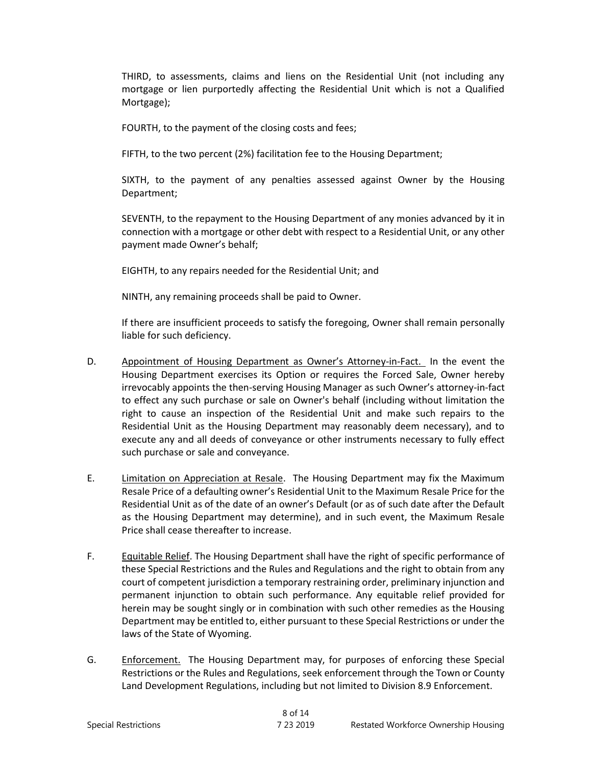THIRD, to assessments, claims and liens on the Residential Unit (not including any mortgage or lien purportedly affecting the Residential Unit which is not a Qualified Mortgage);

FOURTH, to the payment of the closing costs and fees;

FIFTH, to the two percent (2%) facilitation fee to the Housing Department;

SIXTH, to the payment of any penalties assessed against Owner by the Housing Department;

SEVENTH, to the repayment to the Housing Department of any monies advanced by it in connection with a mortgage or other debt with respect to a Residential Unit, or any other payment made Owner's behalf;

EIGHTH, to any repairs needed for the Residential Unit; and

NINTH, any remaining proceeds shall be paid to Owner.

If there are insufficient proceeds to satisfy the foregoing, Owner shall remain personally liable for such deficiency.

D. Appointment of Housing Department as Owner's Attorney-in-Fact. In the event the Housing Department exercises its Option or requires the Forced Sale, Owner hereby irrevocably appoints the then-serving Housing Manager as such Owner's attorney-in-fact to effect any such purchase or sale on Owner's behalf (including without limitation the right to cause an inspection of the Residential Unit and make such repairs to the Residential Unit as the Housing Department may reasonably deem necessary), and to execute any and all deeds of conveyance or other instruments necessary to fully effect such purchase or sale and conveyance.

E. Limitation on Appreciation at Resale. The Housing Department may fix the Maximum Resale Price of a defaulting owner's Residential Unit to the Maximum Resale Price for the Residential Unit as of the date of an owner's Default (or as of such date after the Default as the Housing Department may determine), and in such event, the Maximum Resale Price shall cease thereafter to increase.

F. Equitable Relief. The Housing Department shall have the right of specific performance of these Special Restrictions and the Rules and Regulations and the right to obtain from any court of competent jurisdiction a temporary restraining order, preliminary injunction and permanent injunction to obtain such performance. Any equitable relief provided for herein may be sought singly or in combination with such other remedies as the Housing Department may be entitled to, either pursuant to these Special Restrictions or under the laws of the State of Wyoming.

G. Enforcement. The Housing Department may, for purposes of enforcing these Special Restrictions or the Rules and Regulations, seek enforcement through the Town or County Land Development Regulations, including but not limited to Division 8.9 Enforcement.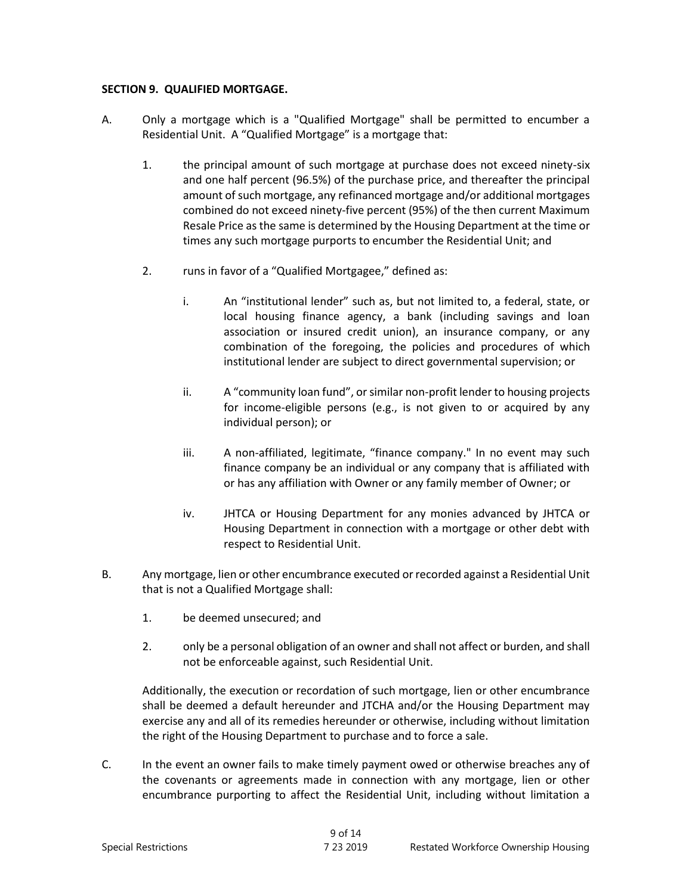**SECTION 9. QUALIFIED MORTGAGE.**

A. Only a mortgage which is a "Qualified Mortgage" shall be permitted to encumber a Residential Unit. A "Qualified Mortgage" is a mortgage that:

   1. the principal amount of such mortgage at purchase does not exceed ninety-six and one half percent (96.5%) of the purchase price, and thereafter the principal amount of such mortgage, any refinanced mortgage and/or additional mortgages combined do not exceed ninety-five percent (95%) of the then current Maximum Resale Price as the same is determined by the Housing Department at the time or times any such mortgage purports to encumber the Residential Unit; and

   2. runs in favor of a "Qualified Mortgagee," defined as:

      i. An "institutional lender" such as, but not limited to, a federal, state, or local housing finance agency, a bank (including savings and loan association or insured credit union), an insurance company, or any combination of the foregoing, the policies and procedures of which institutional lender are subject to direct governmental supervision; or

      ii. A "community loan fund", or similar non-profit lender to housing projects for income-eligible persons (e.g., is not given to or acquired by any individual person); or

      iii. A non-affiliated, legitimate, "finance company." In no event may such finance company be an individual or any company that is affiliated with or has any affiliation with Owner or any family member of Owner; or

      iv. JHTCA or Housing Department for any monies advanced by JHTCA or Housing Department in connection with a mortgage or other debt with respect to Residential Unit.

B. Any mortgage, lien or other encumbrance executed or recorded against a Residential Unit that is not a Qualified Mortgage shall:

   1. be deemed unsecured; and

   2. only be a personal obligation of an owner and shall not affect or burden, and shall not be enforceable against, such Residential Unit.

   Additionally, the execution or recordation of such mortgage, lien or other encumbrance shall be deemed a default hereunder and JTCHA and/or the Housing Department may exercise any and all of its remedies hereunder or otherwise, including without limitation the right of the Housing Department to purchase and to force a sale.

C. In the event an owner fails to make timely payment owed or otherwise breaches any of the covenants or agreements made in connection with any mortgage, lien or other encumbrance purporting to affect the Residential Unit, including without limitation a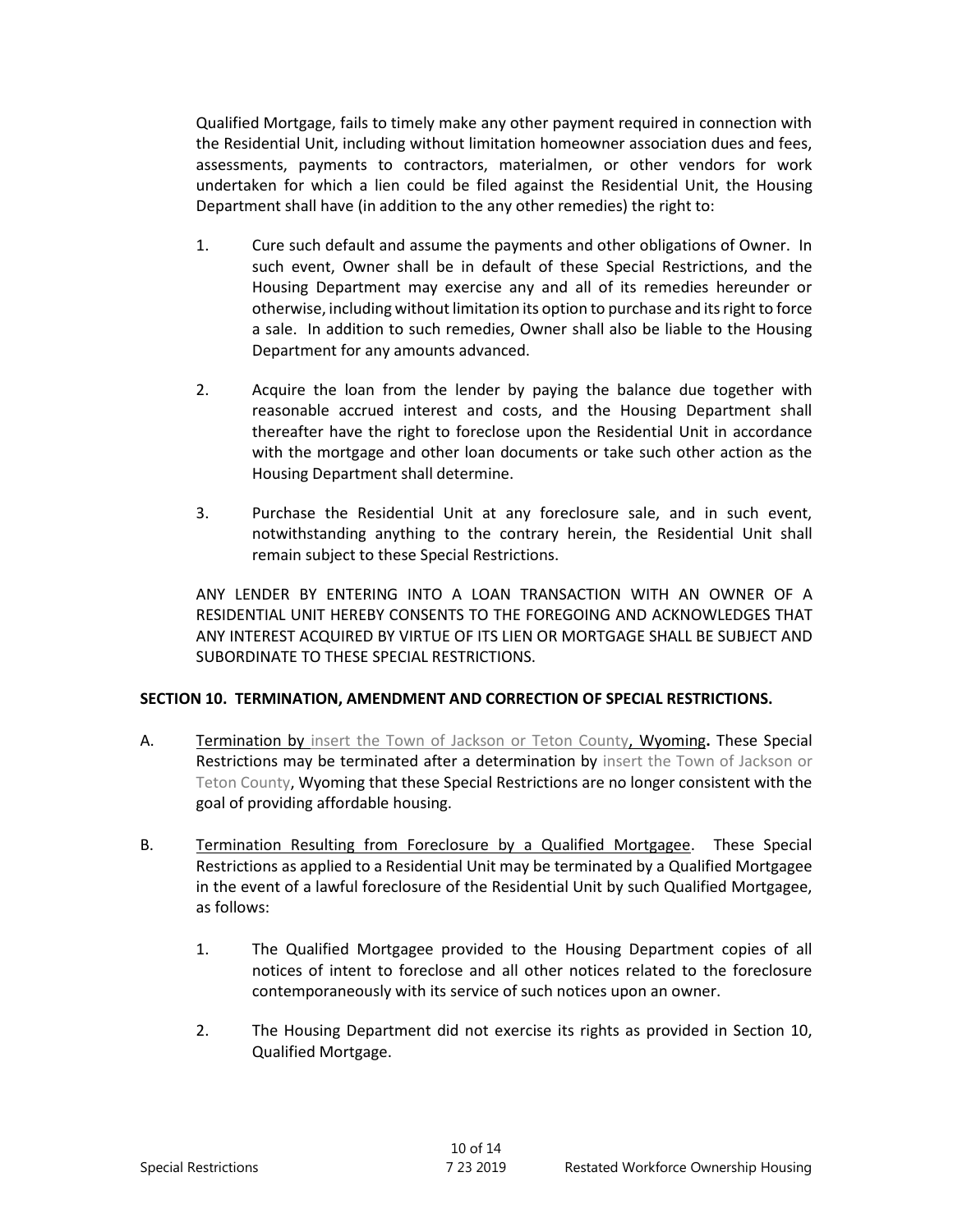Qualified Mortgage, fails to timely make any other payment required in connection with the Residential Unit, including without limitation homeowner association dues and fees, assessments, payments to contractors, materialmen, or other vendors for work undertaken for which a lien could be filed against the Residential Unit, the Housing Department shall have (in addition to the any other remedies) the right to:

1. Cure such default and assume the payments and other obligations of Owner. In such event, Owner shall be in default of these Special Restrictions, and the Housing Department may exercise any and all of its remedies hereunder or otherwise, including without limitation its option to purchase and its right to force a sale. In addition to such remedies, Owner shall also be liable to the Housing Department for any amounts advanced.

2. Acquire the loan from the lender by paying the balance due together with reasonable accrued interest and costs, and the Housing Department shall thereafter have the right to foreclose upon the Residential Unit in accordance with the mortgage and other loan documents or take such other action as the Housing Department shall determine.

3. Purchase the Residential Unit at any foreclosure sale, and in such event, notwithstanding anything to the contrary herein, the Residential Unit shall remain subject to these Special Restrictions.

ANY LENDER BY ENTERING INTO A LOAN TRANSACTION WITH AN OWNER OF A RESIDENTIAL UNIT HEREBY CONSENTS TO THE FOREGOING AND ACKNOWLEDGES THAT ANY INTEREST ACQUIRED BY VIRTUE OF ITS LIEN OR MORTGAGE SHALL BE SUBJECT AND SUBORDINATE TO THESE SPECIAL RESTRICTIONS.

**SECTION 10. TERMINATION, AMENDMENT AND CORRECTION OF SPECIAL RESTRICTIONS.**

A. Termination by insert the Town of Jackson or Teton County, Wyoming**.** These Special Restrictions may be terminated after a determination by insert the Town of Jackson or Teton County, Wyoming that these Special Restrictions are no longer consistent with the goal of providing affordable housing.

B. Termination Resulting from Foreclosure by a Qualified Mortgagee. These Special Restrictions as applied to a Residential Unit may be terminated by a Qualified Mortgagee in the event of a lawful foreclosure of the Residential Unit by such Qualified Mortgagee, as follows:

1. The Qualified Mortgagee provided to the Housing Department copies of all notices of intent to foreclose and all other notices related to the foreclosure contemporaneously with its service of such notices upon an owner.

2. The Housing Department did not exercise its rights as provided in Section 10, Qualified Mortgage.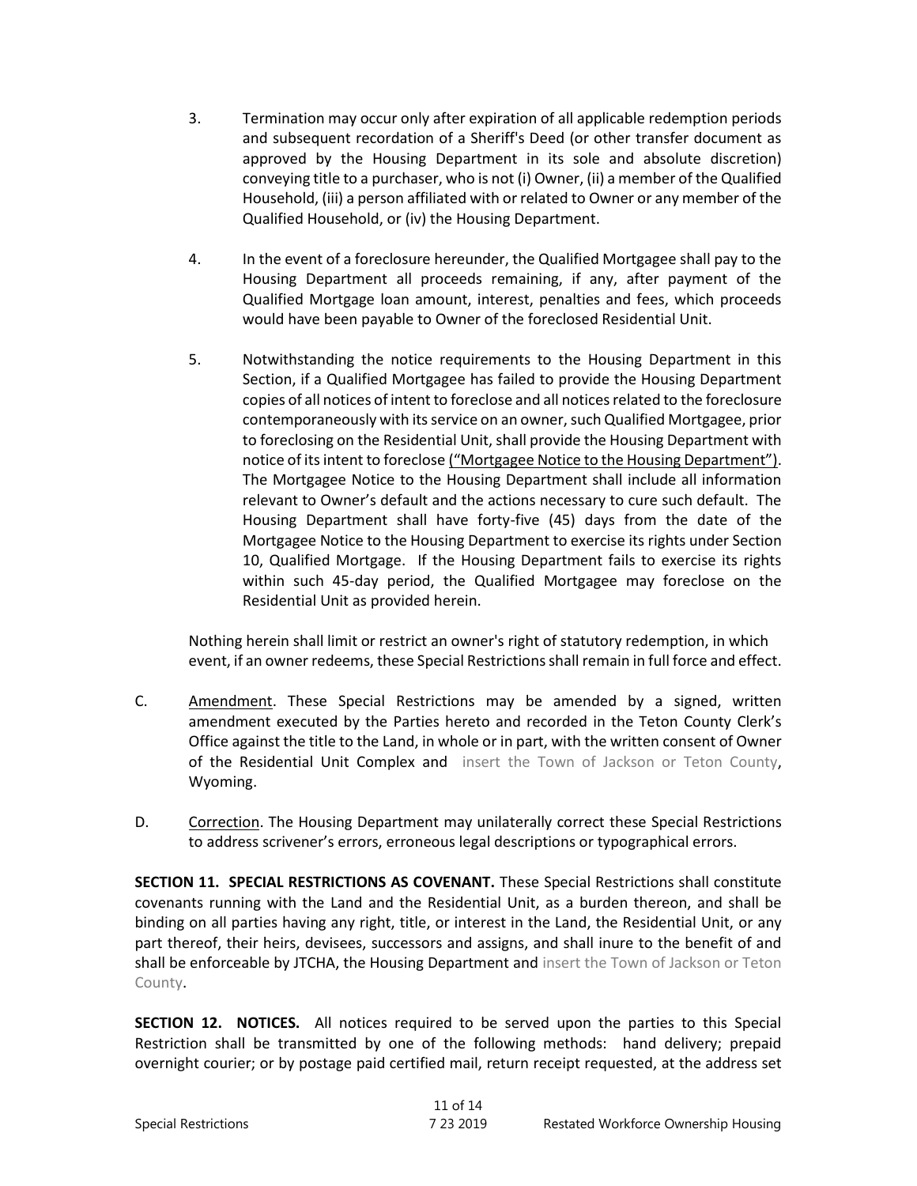3. Termination may occur only after expiration of all applicable redemption periods and subsequent recordation of a Sheriff's Deed (or other transfer document as approved by the Housing Department in its sole and absolute discretion) conveying title to a purchaser, who is not (i) Owner, (ii) a member of the Qualified Household, (iii) a person affiliated with or related to Owner or any member of the Qualified Household, or (iv) the Housing Department.

4. In the event of a foreclosure hereunder, the Qualified Mortgagee shall pay to the Housing Department all proceeds remaining, if any, after payment of the Qualified Mortgage loan amount, interest, penalties and fees, which proceeds would have been payable to Owner of the foreclosed Residential Unit.

5. Notwithstanding the notice requirements to the Housing Department in this Section, if a Qualified Mortgagee has failed to provide the Housing Department copies of all notices of intent to foreclose and all notices related to the foreclosure contemporaneously with its service on an owner, such Qualified Mortgagee, prior to foreclosing on the Residential Unit, shall provide the Housing Department with notice of its intent to foreclose <u>("Mortgagee Notice to the Housing Department")</u>. The Mortgagee Notice to the Housing Department shall include all information relevant to Owner's default and the actions necessary to cure such default. The Housing Department shall have forty-five (45) days from the date of the Mortgagee Notice to the Housing Department to exercise its rights under Section 10, Qualified Mortgage. If the Housing Department fails to exercise its rights within such 45-day period, the Qualified Mortgagee may foreclose on the Residential Unit as provided herein.

Nothing herein shall limit or restrict an owner's right of statutory redemption, in which event, if an owner redeems, these Special Restrictions shall remain in full force and effect.

C. <u>Amendment</u>. These Special Restrictions may be amended by a signed, written amendment executed by the Parties hereto and recorded in the Teton County Clerk's Office against the title to the Land, in whole or in part, with the written consent of Owner of the Residential Unit Complex and insert the Town of Jackson or Teton County, Wyoming.

D. <u>Correction</u>. The Housing Department may unilaterally correct these Special Restrictions to address scrivener's errors, erroneous legal descriptions or typographical errors.

**SECTION 11. SPECIAL RESTRICTIONS AS COVENANT.** These Special Restrictions shall constitute covenants running with the Land and the Residential Unit, as a burden thereon, and shall be binding on all parties having any right, title, or interest in the Land, the Residential Unit, or any part thereof, their heirs, devisees, successors and assigns, and shall inure to the benefit of and shall be enforceable by JTCHA, the Housing Department and insert the Town of Jackson or Teton County.

**SECTION 12. NOTICES.** All notices required to be served upon the parties to this Special Restriction shall be transmitted by one of the following methods: hand delivery; prepaid overnight courier; or by postage paid certified mail, return receipt requested, at the address set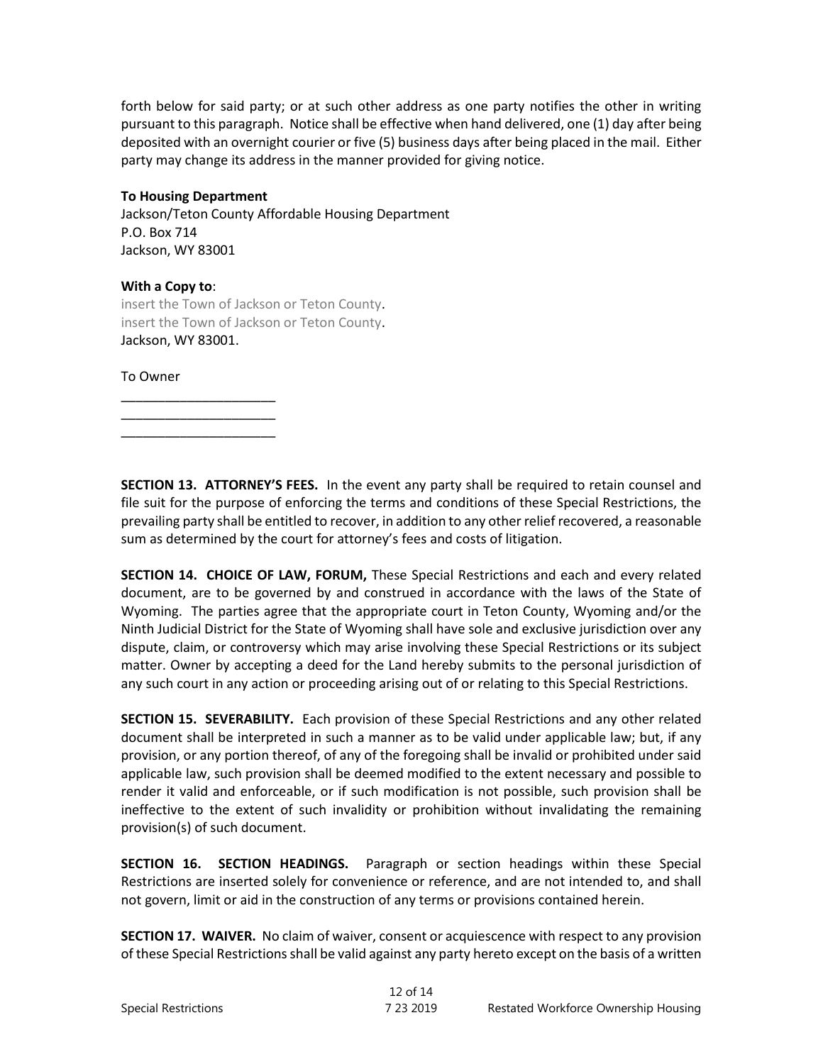forth below for said party; or at such other address as one party notifies the other in writing pursuant to this paragraph. Notice shall be effective when hand delivered, one (1) day after being deposited with an overnight courier or five (5) business days after being placed in the mail. Either party may change its address in the manner provided for giving notice.

**To Housing Department**
Jackson/Teton County Affordable Housing Department
P.O. Box 714
Jackson, WY 83001

**With a Copy to**:
insert the Town of Jackson or Teton County.
insert the Town of Jackson or Teton County.
Jackson, WY 83001.

To Owner

_____________________
_____________________
_____________________

**SECTION 13. ATTORNEY'S FEES.** In the event any party shall be required to retain counsel and file suit for the purpose of enforcing the terms and conditions of these Special Restrictions, the prevailing party shall be entitled to recover, in addition to any other relief recovered, a reasonable sum as determined by the court for attorney's fees and costs of litigation.

**SECTION 14. CHOICE OF LAW, FORUM,** These Special Restrictions and each and every related document, are to be governed by and construed in accordance with the laws of the State of Wyoming. The parties agree that the appropriate court in Teton County, Wyoming and/or the Ninth Judicial District for the State of Wyoming shall have sole and exclusive jurisdiction over any dispute, claim, or controversy which may arise involving these Special Restrictions or its subject matter. Owner by accepting a deed for the Land hereby submits to the personal jurisdiction of any such court in any action or proceeding arising out of or relating to this Special Restrictions.

**SECTION 15. SEVERABILITY.** Each provision of these Special Restrictions and any other related document shall be interpreted in such a manner as to be valid under applicable law; but, if any provision, or any portion thereof, of any of the foregoing shall be invalid or prohibited under said applicable law, such provision shall be deemed modified to the extent necessary and possible to render it valid and enforceable, or if such modification is not possible, such provision shall be ineffective to the extent of such invalidity or prohibition without invalidating the remaining provision(s) of such document.

**SECTION 16. SECTION HEADINGS.** Paragraph or section headings within these Special Restrictions are inserted solely for convenience or reference, and are not intended to, and shall not govern, limit or aid in the construction of any terms or provisions contained herein.

**SECTION 17. WAIVER.** No claim of waiver, consent or acquiescence with respect to any provision of these Special Restrictions shall be valid against any party hereto except on the basis of a written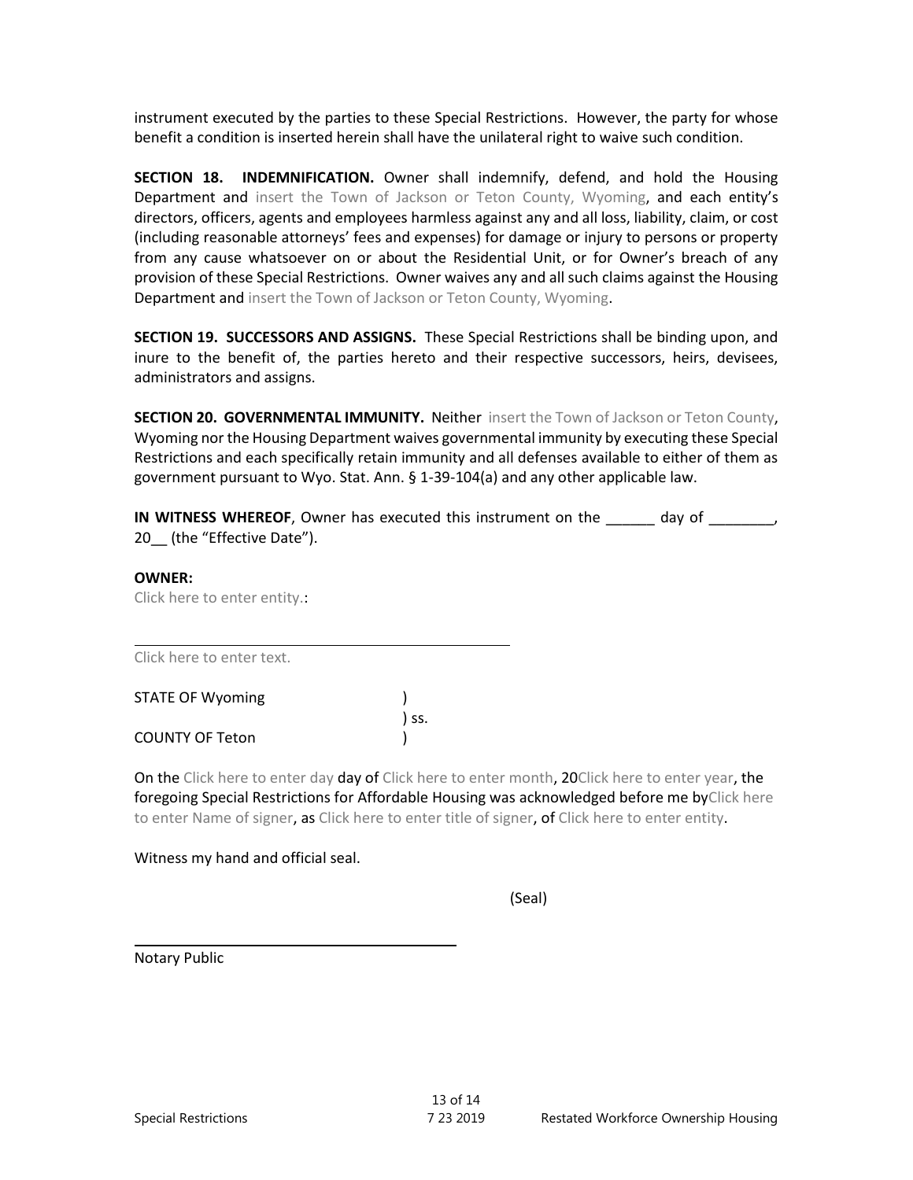instrument executed by the parties to these Special Restrictions. However, the party for whose benefit a condition is inserted herein shall have the unilateral right to waive such condition.

**SECTION 18. INDEMNIFICATION.** Owner shall indemnify, defend, and hold the Housing Department and insert the Town of Jackson or Teton County, Wyoming, and each entity's directors, officers, agents and employees harmless against any and all loss, liability, claim, or cost (including reasonable attorneys' fees and expenses) for damage or injury to persons or property from any cause whatsoever on or about the Residential Unit, or for Owner's breach of any provision of these Special Restrictions. Owner waives any and all such claims against the Housing Department and insert the Town of Jackson or Teton County, Wyoming.

**SECTION 19. SUCCESSORS AND ASSIGNS.** These Special Restrictions shall be binding upon, and inure to the benefit of, the parties hereto and their respective successors, heirs, devisees, administrators and assigns.

**SECTION 20. GOVERNMENTAL IMMUNITY.** Neither insert the Town of Jackson or Teton County, Wyoming nor the Housing Department waives governmental immunity by executing these Special Restrictions and each specifically retain immunity and all defenses available to either of them as government pursuant to Wyo. Stat. Ann. § 1-39-104(a) and any other applicable law.

**IN WITNESS WHEREOF**, Owner has executed this instrument on the ______ day of ________, 20__ (the "Effective Date").

**OWNER:**

Click here to enter entity.:

______________________________________

Click here to enter text.

STATE OF Wyoming )
) ss.
COUNTY OF Teton )

On the Click here to enter day day of Click here to enter month, 20Click here to enter year, the foregoing Special Restrictions for Affordable Housing was acknowledged before me byClick here to enter Name of signer, as Click here to enter title of signer, of Click here to enter entity.

Witness my hand and official seal.

(Seal)

______________________________________

Notary Public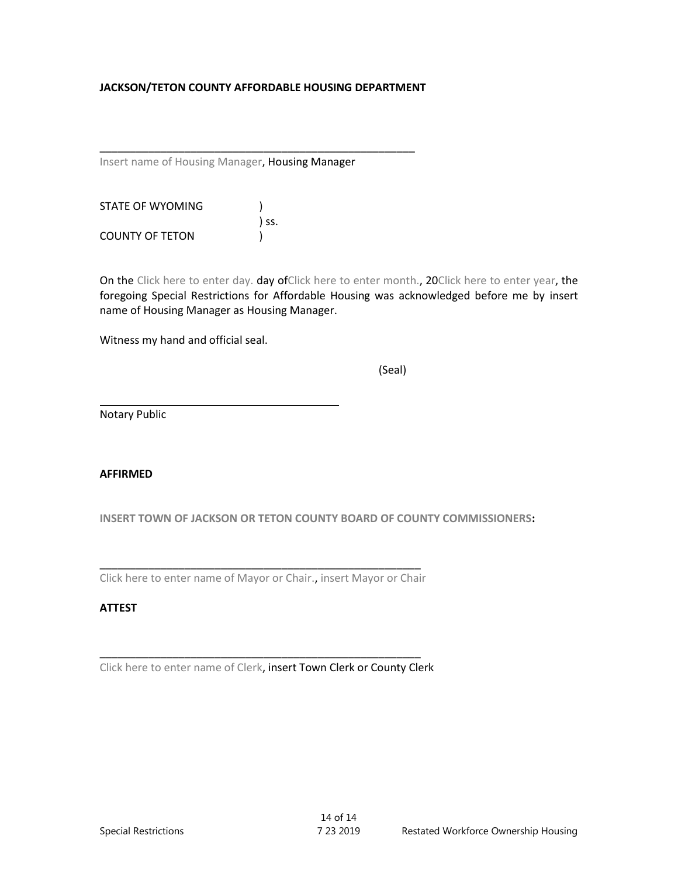**JACKSON/TETON COUNTY AFFORDABLE HOUSING DEPARTMENT**

\_\_\_\_\_\_\_\_\_\_\_\_\_\_\_\_\_\_\_\_\_\_\_\_\_\_\_\_\_\_\_\_\_\_\_\_\_\_\_\_\_\_\_\_\_\_\_\_\_\_\_\_\_

Insert name of Housing Manager, Housing Manager

STATE OF WYOMING )
) ss.
COUNTY OF TETON )

On the Click here to enter day. day ofClick here to enter month., 20Click here to enter year, the foregoing Special Restrictions for Affordable Housing was acknowledged before me by insert name of Housing Manager as Housing Manager.

Witness my hand and official seal.

(Seal)

\_\_\_\_\_\_\_\_\_\_\_\_\_\_\_\_\_\_\_\_\_\_\_\_\_\_\_\_\_\_\_\_\_\_\_\_\_\_\_\_

Notary Public

**AFFIRMED**

**INSERT TOWN OF JACKSON OR TETON COUNTY BOARD OF COUNTY COMMISSIONERS:**

\_\_\_\_\_\_\_\_\_\_\_\_\_\_\_\_\_\_\_\_\_\_\_\_\_\_\_\_\_\_\_\_\_\_\_\_\_\_\_\_\_\_\_\_\_\_\_\_\_\_\_\_\_

Click here to enter name of Mayor or Chair., insert Mayor or Chair

**ATTEST**

\_\_\_\_\_\_\_\_\_\_\_\_\_\_\_\_\_\_\_\_\_\_\_\_\_\_\_\_\_\_\_\_\_\_\_\_\_\_\_\_\_\_\_\_\_\_\_\_\_\_\_\_\_

Click here to enter name of Clerk, insert Town Clerk or County Clerk